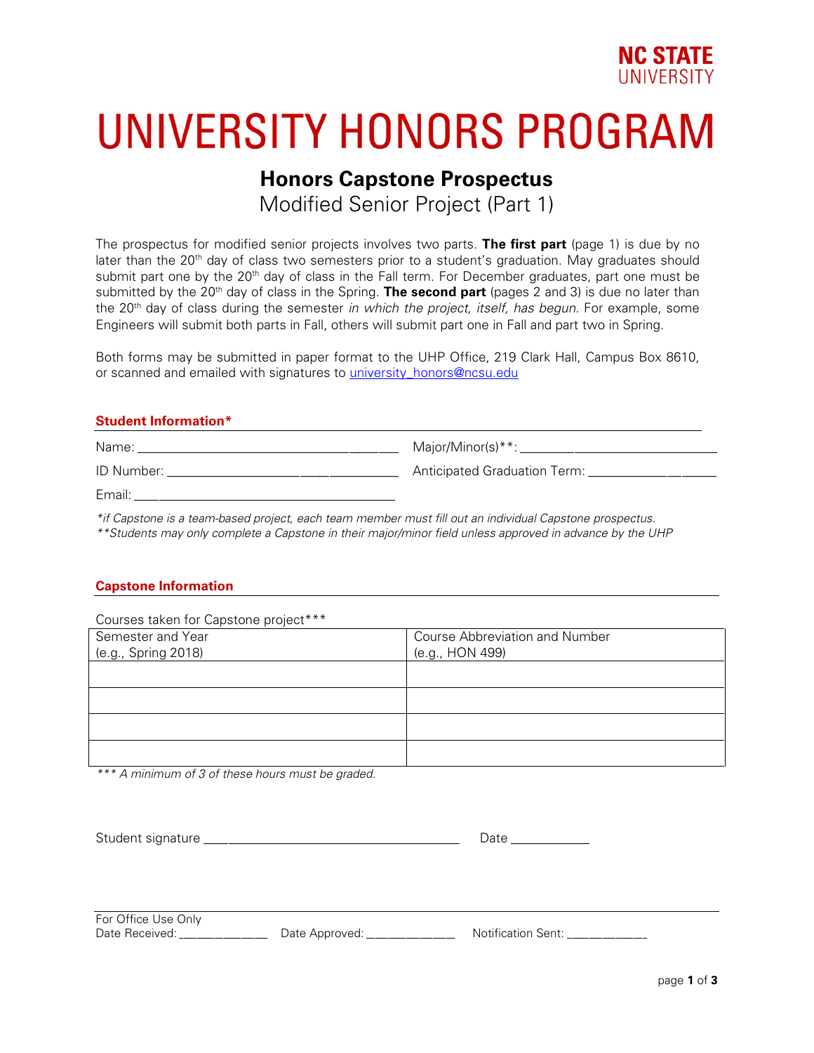NC STATE UNIVERSITY

# UNIVERSITY HONORS PROGRAM

## Honors Capstone Prospectus

Modified Senior Project (Part 1)

The prospectus for modified senior projects involves two parts. **The first part** (page 1) is due by no later than the 20th day of class two semesters prior to a student's graduation. May graduates should submit part one by the 20th day of class in the Fall term. For December graduates, part one must be submitted by the 20th day of class in the Spring. **The second part** (pages 2 and 3) is due no later than the 20th day of class during the semester *in which the project, itself, has begun*. For example, some Engineers will submit both parts in Fall, others will submit part one in Fall and part two in Spring.

Both forms may be submitted in paper format to the UHP Office, 219 Clark Hall, Campus Box 8610, or scanned and emailed with signatures to university_honors@ncsu.edu

### Student Information*

Name: ______________________________ Major/Minor(s)**: ______________________________

ID Number: ______________________________ Anticipated Graduation Term: ____________________

Email: ______________________________

*\*if Capstone is a team-based project, each team member must fill out an individual Capstone prospectus.*
*\*\*Students may only complete a Capstone in their major/minor field unless approved in advance by the UHP*

### Capstone Information

Courses taken for Capstone project***

| Semester and Year (e.g., Spring 2018) | Course Abbreviation and Number (e.g., HON 499) |
|---|---|
| | |
| | |
| | |
| | |

*\*\*\* A minimum of 3 of these hours must be graded.*

Student signature ______________________________ Date ____________

For Office Use Only
Date Received: ____________ Date Approved: ____________ Notification Sent: ____________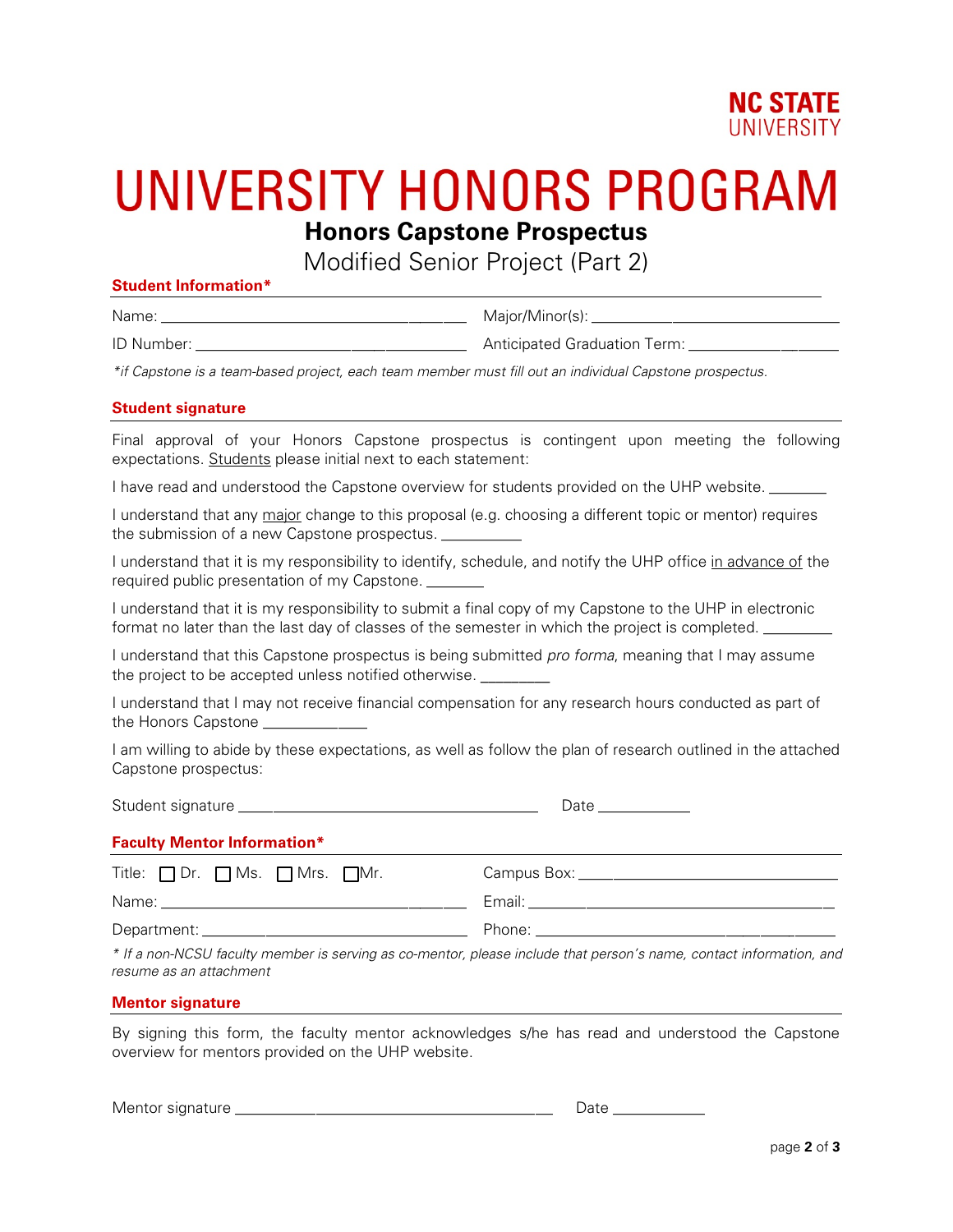NC STATE UNIVERSITY

# UNIVERSITY HONORS PROGRAM

## Honors Capstone Prospectus

Modified Senior Project (Part 2)

### Student Information*

Name: ____________________________________ Major/Minor(s): ______________________________

ID Number: ________________________________ Anticipated Graduation Term: __________________

*\*if Capstone is a team-based project, each team member must fill out an individual Capstone prospectus.*

### Student signature

Final approval of your Honors Capstone prospectus is contingent upon meeting the following expectations. Students please initial next to each statement:

I have read and understood the Capstone overview for students provided on the UHP website. _______

I understand that any major change to this proposal (e.g. choosing a different topic or mentor) requires the submission of a new Capstone prospectus. _________

I understand that it is my responsibility to identify, schedule, and notify the UHP office in advance of the required public presentation of my Capstone. _______

I understand that it is my responsibility to submit a final copy of my Capstone to the UHP in electronic format no later than the last day of classes of the semester in which the project is completed. ________

I understand that this Capstone prospectus is being submitted *pro forma*, meaning that I may assume the project to be accepted unless notified otherwise. ________

I understand that I may not receive financial compensation for any research hours conducted as part of the Honors Capstone ____________

I am willing to abide by these expectations, as well as follow the plan of research outlined in the attached Capstone prospectus:

Student signature ___________________________________ Date ___________

### Faculty Mentor Information*

Title: ☐ Dr. ☐ Ms. ☐ Mrs. ☐ Mr. Campus Box: _____________________________

Name: ____________________________________ Email: ____________________________________

Department: _______________________________ Phone: ____________________________________

*\* If a non-NCSU faculty member is serving as co-mentor, please include that person's name, contact information, and resume as an attachment*

### Mentor signature

By signing this form, the faculty mentor acknowledges s/he has read and understood the Capstone overview for mentors provided on the UHP website.

Mentor signature ___________________________________ Date ___________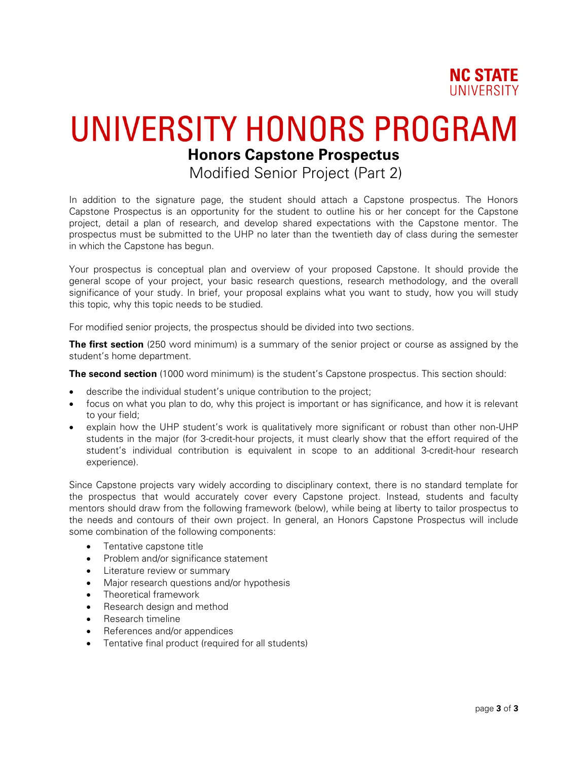NC STATE UNIVERSITY

# UNIVERSITY HONORS PROGRAM

## Honors Capstone Prospectus

Modified Senior Project (Part 2)

In addition to the signature page, the student should attach a Capstone prospectus. The Honors Capstone Prospectus is an opportunity for the student to outline his or her concept for the Capstone project, detail a plan of research, and develop shared expectations with the Capstone mentor. The prospectus must be submitted to the UHP no later than the twentieth day of class during the semester in which the Capstone has begun.

Your prospectus is conceptual plan and overview of your proposed Capstone. It should provide the general scope of your project, your basic research questions, research methodology, and the overall significance of your study. In brief, your proposal explains what you want to study, how you will study this topic, why this topic needs to be studied.

For modified senior projects, the prospectus should be divided into two sections.

**The first section** (250 word minimum) is a summary of the senior project or course as assigned by the student's home department.

**The second section** (1000 word minimum) is the student's Capstone prospectus. This section should:

- describe the individual student's unique contribution to the project;
- focus on what you plan to do, why this project is important or has significance, and how it is relevant to your field;
- explain how the UHP student's work is qualitatively more significant or robust than other non-UHP students in the major (for 3-credit-hour projects, it must clearly show that the effort required of the student's individual contribution is equivalent in scope to an additional 3-credit-hour research experience).

Since Capstone projects vary widely according to disciplinary context, there is no standard template for the prospectus that would accurately cover every Capstone project. Instead, students and faculty mentors should draw from the following framework (below), while being at liberty to tailor prospectus to the needs and contours of their own project. In general, an Honors Capstone Prospectus will include some combination of the following components:

- Tentative capstone title
- Problem and/or significance statement
- Literature review or summary
- Major research questions and/or hypothesis
- Theoretical framework
- Research design and method
- Research timeline
- References and/or appendices
- Tentative final product (required for all students)